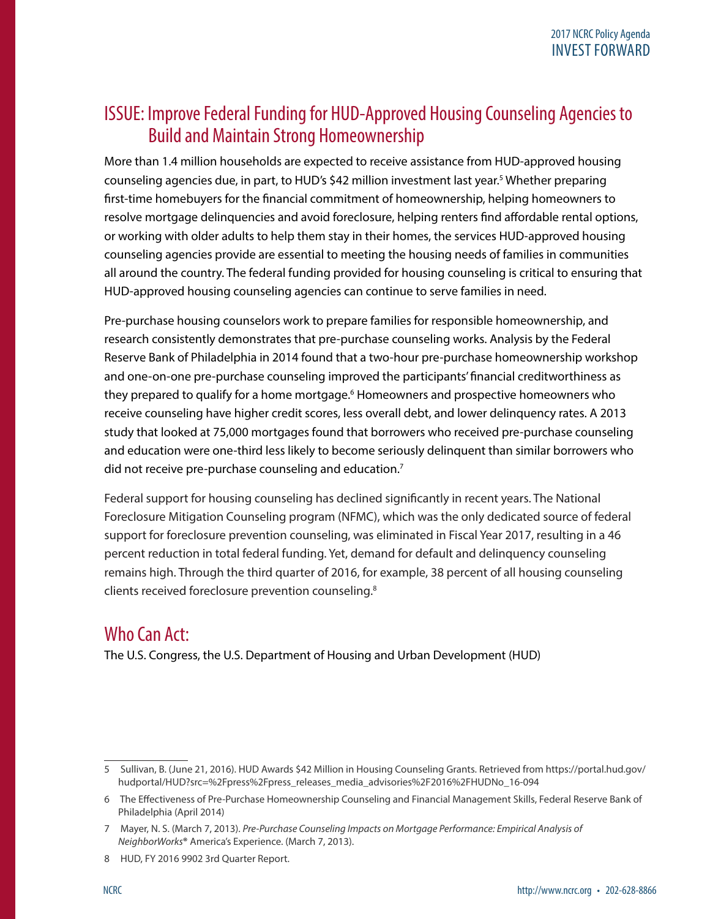## ISSUE: Improve Federal Funding for HUD-Approved Housing Counseling Agencies to Build and Maintain Strong Homeownership

More than 1.4 million households are expected to receive assistance from HUD-approved housing counseling agencies due, in part, to HUD's $42 million investment last year.[5] Whether preparing first-time homebuyers for the financial commitment of homeownership, helping homeowners to resolve mortgage delinquencies and avoid foreclosure, helping renters find affordable rental options, or working with older adults to help them stay in their homes, the services HUD-approved housing counseling agencies provide are essential to meeting the housing needs of families in communities all around the country. The federal funding provided for housing counseling is critical to ensuring that HUD-approved housing counseling agencies can continue to serve families in need.

Pre-purchase housing counselors work to prepare families for responsible homeownership, and research consistently demonstrates that pre-purchase counseling works. Analysis by the Federal Reserve Bank of Philadelphia in 2014 found that a two-hour pre-purchase homeownership workshop and one-on-one pre-purchase counseling improved the participants' financial creditworthiness as they prepared to qualify for a home mortgage.[6] Homeowners and prospective homeowners who receive counseling have higher credit scores, less overall debt, and lower delinquency rates. A 2013 study that looked at 75,000 mortgages found that borrowers who received pre-purchase counseling and education were one-third less likely to become seriously delinquent than similar borrowers who did not receive pre-purchase counseling and education.[7]

Federal support for housing counseling has declined significantly in recent years. The National Foreclosure Mitigation Counseling program (NFMC), which was the only dedicated source of federal support for foreclosure prevention counseling, was eliminated in Fiscal Year 2017, resulting in a 46 percent reduction in total federal funding. Yet, demand for default and delinquency counseling remains high. Through the third quarter of 2016, for example, 38 percent of all housing counseling clients received foreclosure prevention counseling.[8]

## Who Can Act:

The U.S. Congress, the U.S. Department of Housing and Urban Development (HUD)

---

5 Sullivan, B. (June 21, 2016). HUD Awards $42 Million in Housing Counseling Grants. Retrieved from https://portal.hud.gov/hudportal/HUD?src=%2Fpress%2Fpress_releases_media_advisories%2F2016%2FHUDNo_16-094

6 The Effectiveness of Pre-Purchase Homeownership Counseling and Financial Management Skills, Federal Reserve Bank of Philadelphia (April 2014)

7 Mayer, N. S. (March 7, 2013). *Pre-Purchase Counseling Impacts on Mortgage Performance: Empirical Analysis of NeighborWorks®* America's Experience. (March 7, 2013).

8 HUD, FY 2016 9902 3rd Quarter Report.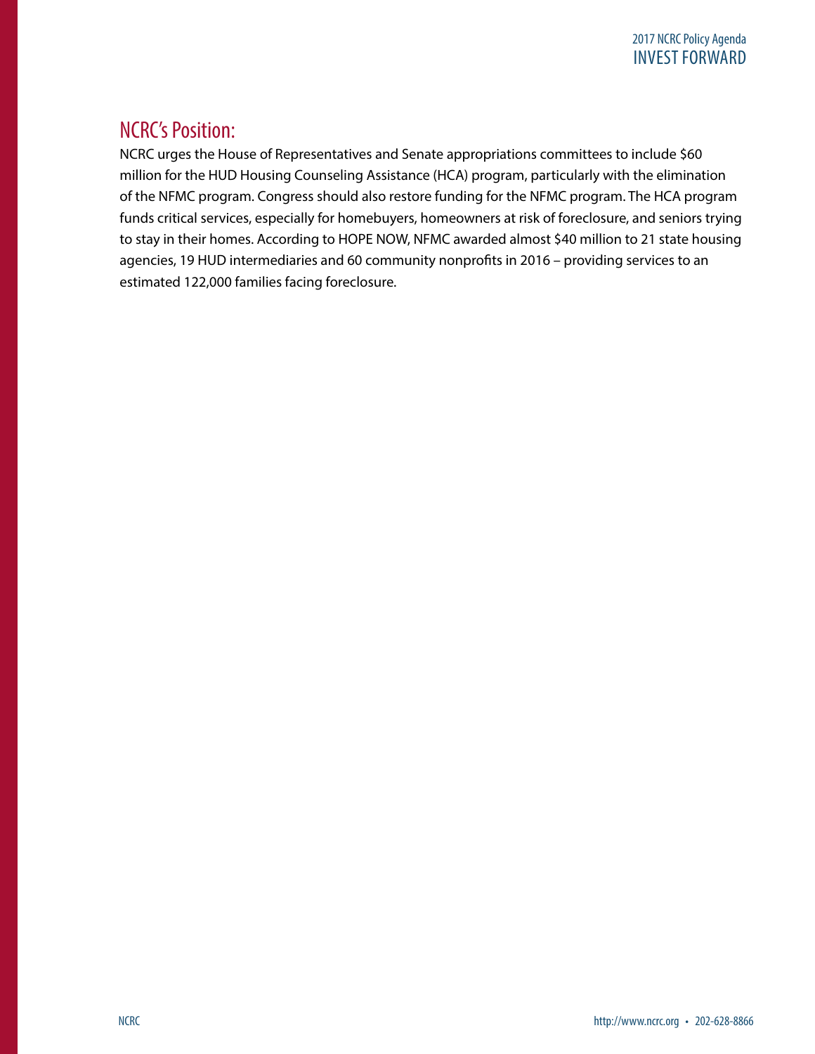## NCRC's Position:

NCRC urges the House of Representatives and Senate appropriations committees to include $60 million for the HUD Housing Counseling Assistance (HCA) program, particularly with the elimination of the NFMC program. Congress should also restore funding for the NFMC program. The HCA program funds critical services, especially for homebuyers, homeowners at risk of foreclosure, and seniors trying to stay in their homes. According to HOPE NOW, NFMC awarded almost $40 million to 21 state housing agencies, 19 HUD intermediaries and 60 community nonprofits in 2016 – providing services to an estimated 122,000 families facing foreclosure.